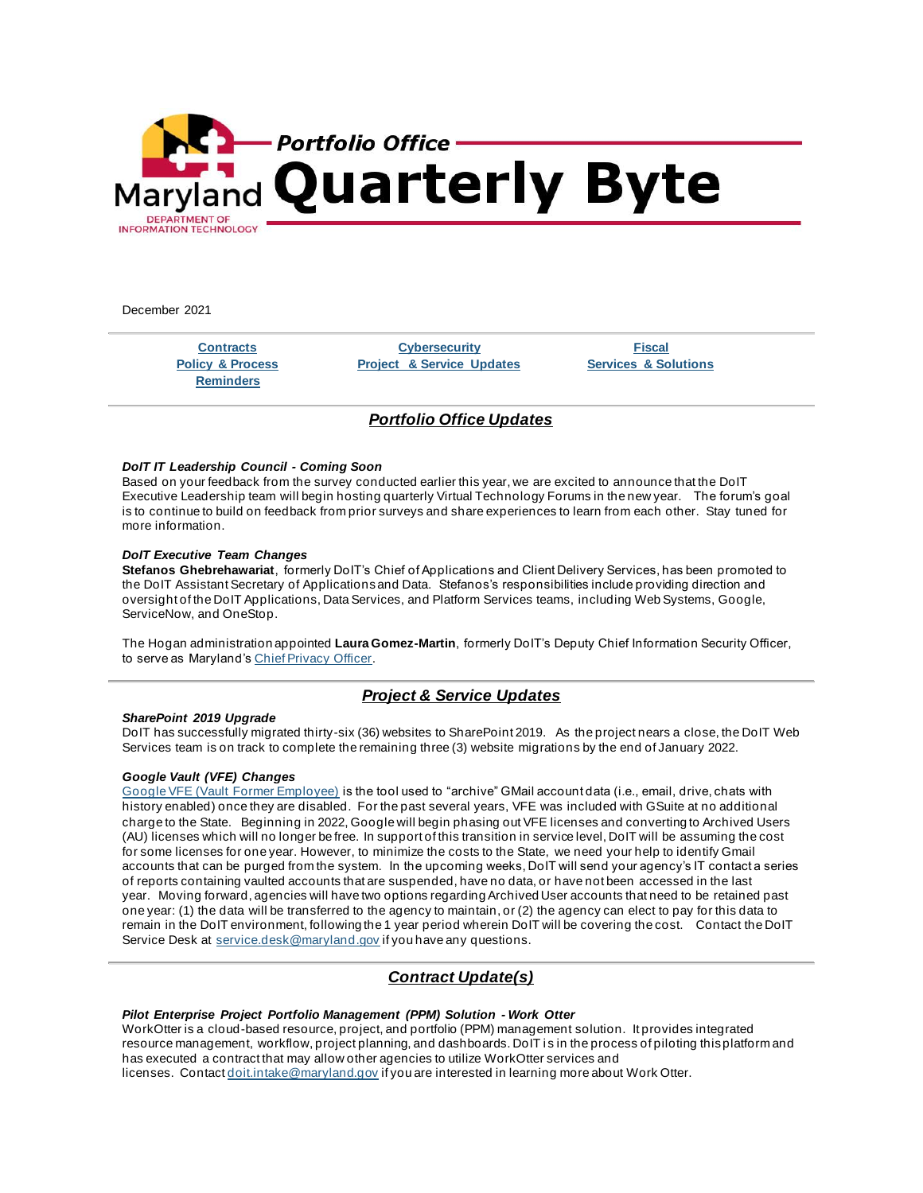# Portfolio Office Quarterly Byte

Maryland Department of Information Technology

December 2021

| Contracts | Cybersecurity | Fiscal |
|---|---|---|
| Policy & Process | Project & Service Updates | Services & Solutions |
| Reminders | | |

## Portfolio Office Updates

***DoIT IT Leadership Council - Coming Soon***

Based on your feedback from the survey conducted earlier this year, we are excited to announce that the DoIT Executive Leadership team will begin hosting quarterly Virtual Technology Forums in the new year. The forum's goal is to continue to build on feedback from prior surveys and share experiences to learn from each other. Stay tuned for more information.

***DoIT Executive Team Changes***

**Stefanos Ghebrehawariat**, formerly DoIT's Chief of Applications and Client Delivery Services, has been promoted to the DoIT Assistant Secretary of Applications and Data. Stefanos's responsibilities include providing direction and oversight of the DoIT Applications, Data Services, and Platform Services teams, including Web Systems, Google, ServiceNow, and OneStop.

The Hogan administration appointed **Laura Gomez-Martin**, formerly DoIT's Deputy Chief Information Security Officer, to serve as Maryland's Chief Privacy Officer.

## Project & Service Updates

***SharePoint 2019 Upgrade***

DoIT has successfully migrated thirty-six (36) websites to SharePoint 2019. As the project nears a close, the DoIT Web Services team is on track to complete the remaining three (3) website migrations by the end of January 2022.

***Google Vault (VFE) Changes***

Google VFE (Vault Former Employee) is the tool used to "archive" GMail account data (i.e., email, drive, chats with history enabled) once they are disabled. For the past several years, VFE was included with GSuite at no additional charge to the State. Beginning in 2022, Google will begin phasing out VFE licenses and converting to Archived Users (AU) licenses which will no longer be free. In support of this transition in service level, DoIT will be assuming the cost for some licenses for one year. However, to minimize the costs to the State, we need your help to identify Gmail accounts that can be purged from the system. In the upcoming weeks, DoIT will send your agency's IT contact a series of reports containing vaulted accounts that are suspended, have no data, or have not been accessed in the last year. Moving forward, agencies will have two options regarding Archived User accounts that need to be retained past one year: (1) the data will be transferred to the agency to maintain, or (2) the agency can elect to pay for this data to remain in the DoIT environment, following the 1 year period wherein DoIT will be covering the cost. Contact the DoIT Service Desk at service.desk@maryland.gov if you have any questions.

## Contract Update(s)

***Pilot Enterprise Project Portfolio Management (PPM) Solution - Work Otter***

WorkOtter is a cloud-based resource, project, and portfolio (PPM) management solution. It provides integrated resource management, workflow, project planning, and dashboards. DoIT is in the process of piloting this platform and has executed a contract that may allow other agencies to utilize WorkOtter services and licenses. Contact doit.intake@maryland.gov if you are interested in learning more about Work Otter.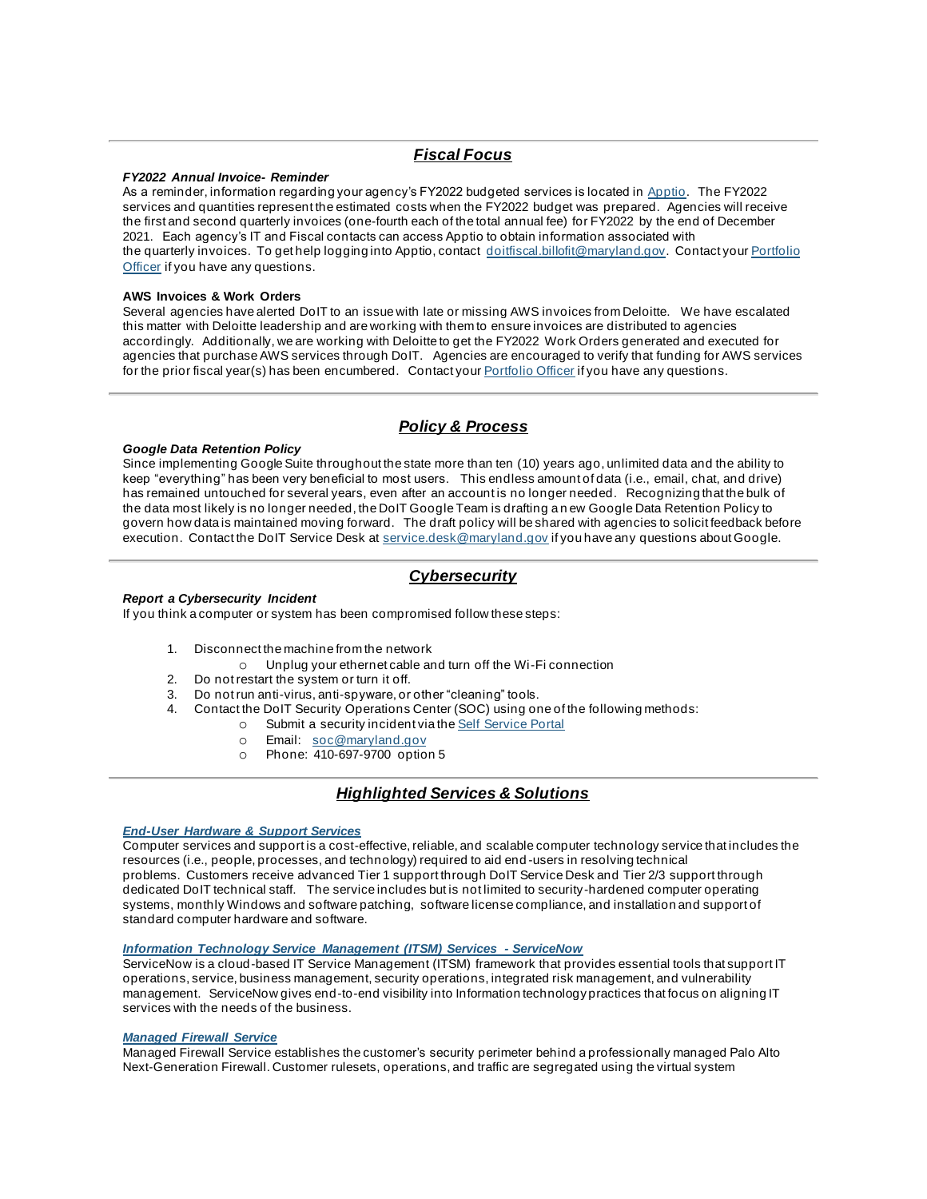## ***Fiscal Focus***

***FY2022 Annual Invoice- Reminder***

As a reminder, information regarding your agency's FY2022 budgeted services is located in Apptio. The FY2022 services and quantities represent the estimated costs when the FY2022 budget was prepared. Agencies will receive the first and second quarterly invoices (one-fourth each of the total annual fee) for FY2022 by the end of December 2021. Each agency's IT and Fiscal contacts can access Apptio to obtain information associated with the quarterly invoices. To get help logging into Apptio, contact doitfiscal.billofit@maryland.gov. Contact your Portfolio Officer if you have any questions.

**AWS Invoices & Work Orders**

Several agencies have alerted DoIT to an issue with late or missing AWS invoices from Deloitte. We have escalated this matter with Deloitte leadership and are working with them to ensure invoices are distributed to agencies accordingly. Additionally, we are working with Deloitte to get the FY2022 Work Orders generated and executed for agencies that purchase AWS services through DoIT. Agencies are encouraged to verify that funding for AWS services for the prior fiscal year(s) has been encumbered. Contact your Portfolio Officer if you have any questions.

## ***Policy & Process***

***Google Data Retention Policy***

Since implementing Google Suite throughout the state more than ten (10) years ago, unlimited data and the ability to keep "everything" has been very beneficial to most users. This endless amount of data (i.e., email, chat, and drive) has remained untouched for several years, even after an account is no longer needed. Recognizing that the bulk of the data most likely is no longer needed, the DoIT Google Team is drafting a new Google Data Retention Policy to govern how data is maintained moving forward. The draft policy will be shared with agencies to solicit feedback before execution. Contact the DoIT Service Desk at service.desk@maryland.gov if you have any questions about Google.

## ***Cybersecurity***

***Report a Cybersecurity Incident***

If you think a computer or system has been compromised follow these steps:

1. Disconnect the machine from the network
   - Unplug your ethernet cable and turn off the Wi-Fi connection
2. Do not restart the system or turn it off.
3. Do not run anti-virus, anti-spyware, or other "cleaning" tools.
4. Contact the DoIT Security Operations Center (SOC) using one of the following methods:
   - Submit a security incident via the Self Service Portal
   - Email: soc@maryland.gov
   - Phone: 410-697-9700 option 5

## ***Highlighted Services & Solutions***

***End-User Hardware & Support Services***

Computer services and support is a cost-effective, reliable, and scalable computer technology service that includes the resources (i.e., people, processes, and technology) required to aid end-users in resolving technical problems. Customers receive advanced Tier 1 support through DoIT Service Desk and Tier 2/3 support through dedicated DoIT technical staff. The service includes but is not limited to security-hardened computer operating systems, monthly Windows and software patching, software license compliance, and installation and support of standard computer hardware and software.

***Information Technology Service Management (ITSM) Services - ServiceNow***

ServiceNow is a cloud-based IT Service Management (ITSM) framework that provides essential tools that support IT operations, service, business management, security operations, integrated risk management, and vulnerability management. ServiceNow gives end-to-end visibility into Information technology practices that focus on aligning IT services with the needs of the business.

***Managed Firewall Service***

Managed Firewall Service establishes the customer's security perimeter behind a professionally managed Palo Alto Next-Generation Firewall. Customer rulesets, operations, and traffic are segregated using the virtual system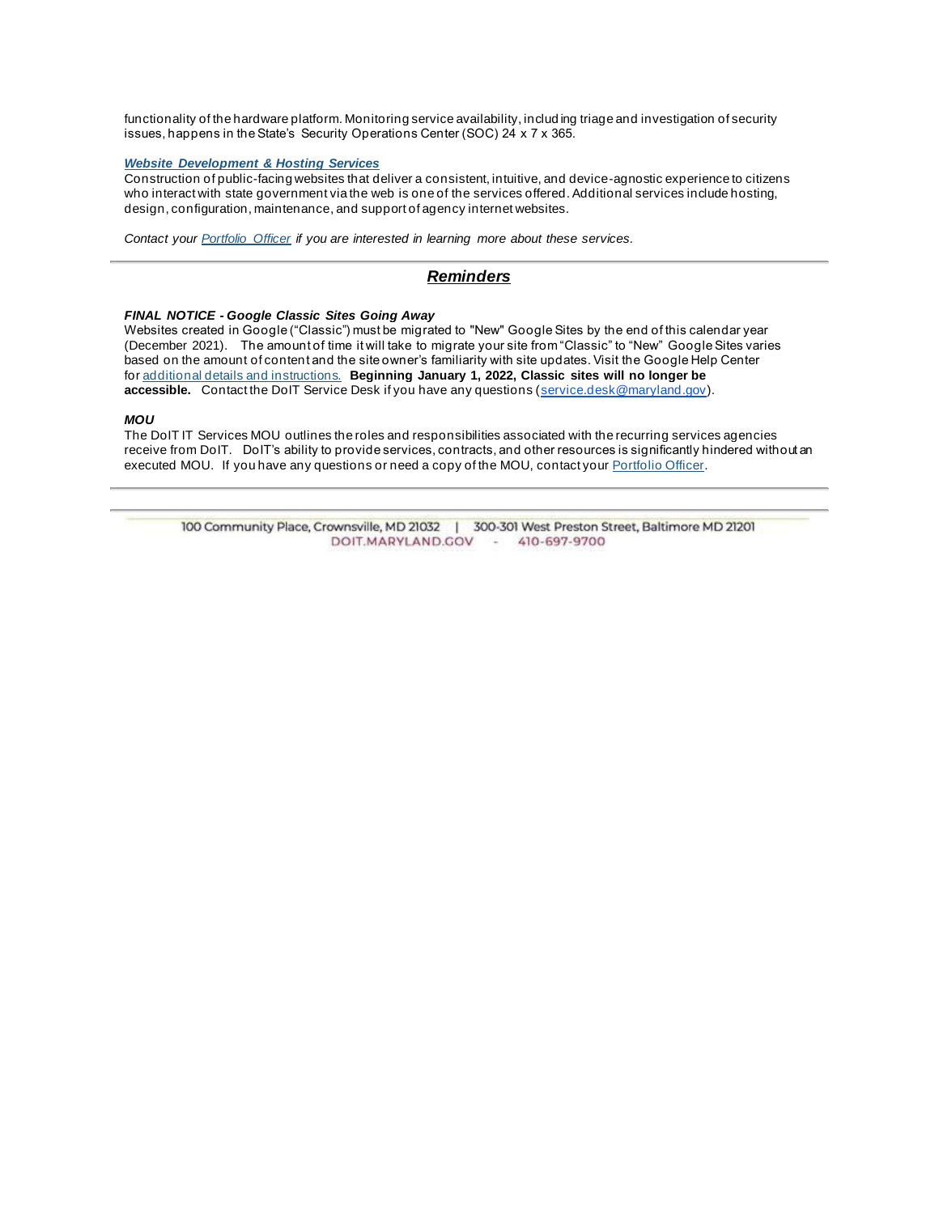functionality of the hardware platform. Monitoring service availability, including triage and investigation of security issues, happens in the State's Security Operations Center (SOC) 24 x 7 x 365.

***Website Development & Hosting Services***

Construction of public-facing websites that deliver a consistent, intuitive, and device-agnostic experience to citizens who interact with state government via the web is one of the services offered. Additional services include hosting, design, configuration, maintenance, and support of agency internet websites.

*Contact your Portfolio Officer if you are interested in learning more about these services.*

---

## ***Reminders***

***FINAL NOTICE - Google Classic Sites Going Away***

Websites created in Google ("Classic") must be migrated to "New" Google Sites by the end of this calendar year (December 2021). The amount of time it will take to migrate your site from "Classic" to "New" Google Sites varies based on the amount of content and the site owner's familiarity with site updates. Visit the Google Help Center for additional details and instructions. **Beginning January 1, 2022, Classic sites will no longer be accessible.** Contact the DoIT Service Desk if you have any questions (service.desk@maryland.gov).

***MOU***

The DoIT IT Services MOU outlines the roles and responsibilities associated with the recurring services agencies receive from DoIT. DoIT's ability to provide services, contracts, and other resources is significantly hindered without an executed MOU. If you have any questions or need a copy of the MOU, contact your Portfolio Officer.

---

100 Community Place, Crownsville, MD 21032 | 300-301 West Preston Street, Baltimore MD 21201
DOIT.MARYLAND.GOV - 410-697-9700